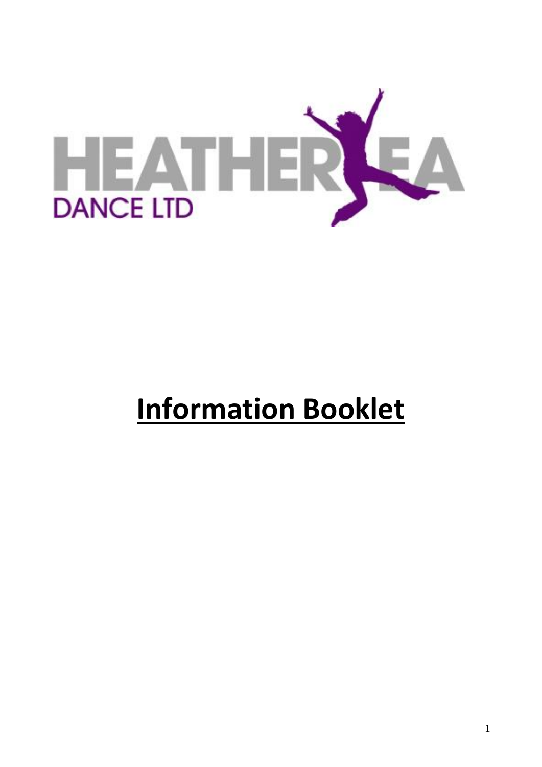HEATHER LEA

DANCE LTD

# Information Booklet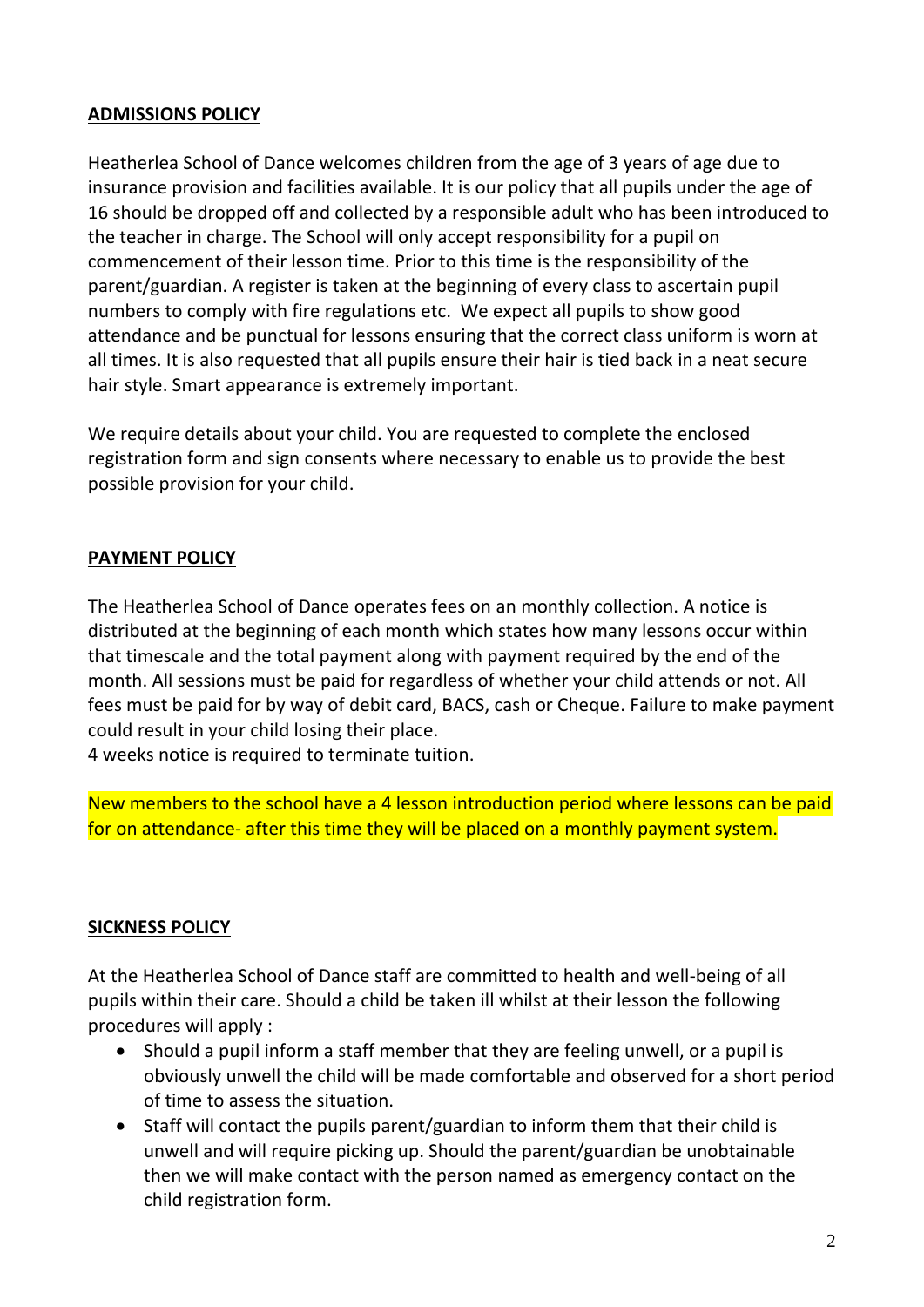**ADMISSIONS POLICY**

Heatherlea School of Dance welcomes children from the age of 3 years of age due to insurance provision and facilities available. It is our policy that all pupils under the age of 16 should be dropped off and collected by a responsible adult who has been introduced to the teacher in charge. The School will only accept responsibility for a pupil on commencement of their lesson time. Prior to this time is the responsibility of the parent/guardian. A register is taken at the beginning of every class to ascertain pupil numbers to comply with fire regulations etc. We expect all pupils to show good attendance and be punctual for lessons ensuring that the correct class uniform is worn at all times. It is also requested that all pupils ensure their hair is tied back in a neat secure hair style. Smart appearance is extremely important.

We require details about your child. You are requested to complete the enclosed registration form and sign consents where necessary to enable us to provide the best possible provision for your child.

**PAYMENT POLICY**

The Heatherlea School of Dance operates fees on an monthly collection. A notice is distributed at the beginning of each month which states how many lessons occur within that timescale and the total payment along with payment required by the end of the month. All sessions must be paid for regardless of whether your child attends or not. All fees must be paid for by way of debit card, BACS, cash or Cheque. Failure to make payment could result in your child losing their place.
4 weeks notice is required to terminate tuition.

New members to the school have a 4 lesson introduction period where lessons can be paid for on attendance- after this time they will be placed on a monthly payment system.

**SICKNESS POLICY**

At the Heatherlea School of Dance staff are committed to health and well-being of all pupils within their care. Should a child be taken ill whilst at their lesson the following procedures will apply :

- Should a pupil inform a staff member that they are feeling unwell, or a pupil is obviously unwell the child will be made comfortable and observed for a short period of time to assess the situation.
- Staff will contact the pupils parent/guardian to inform them that their child is unwell and will require picking up. Should the parent/guardian be unobtainable then we will make contact with the person named as emergency contact on the child registration form.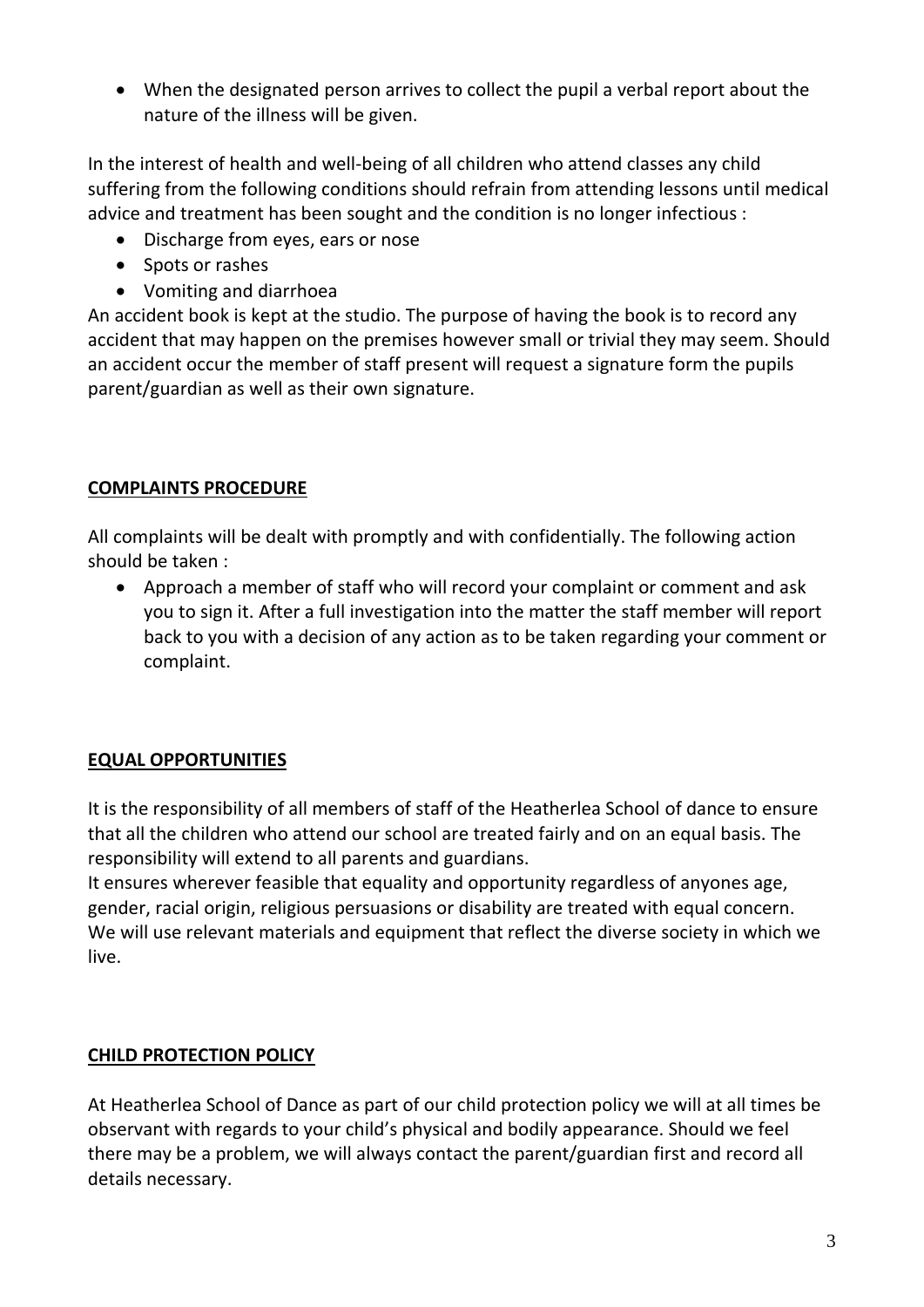- When the designated person arrives to collect the pupil a verbal report about the nature of the illness will be given.

In the interest of health and well-being of all children who attend classes any child suffering from the following conditions should refrain from attending lessons until medical advice and treatment has been sought and the condition is no longer infectious :

- Discharge from eyes, ears or nose
- Spots or rashes
- Vomiting and diarrhoea

An accident book is kept at the studio. The purpose of having the book is to record any accident that may happen on the premises however small or trivial they may seem. Should an accident occur the member of staff present will request a signature form the pupils parent/guardian as well as their own signature.

## COMPLAINTS PROCEDURE

All complaints will be dealt with promptly and with confidentially. The following action should be taken :

- Approach a member of staff who will record your complaint or comment and ask you to sign it. After a full investigation into the matter the staff member will report back to you with a decision of any action as to be taken regarding your comment or complaint.

## EQUAL OPPORTUNITIES

It is the responsibility of all members of staff of the Heatherlea School of dance to ensure that all the children who attend our school are treated fairly and on an equal basis. The responsibility will extend to all parents and guardians.
It ensures wherever feasible that equality and opportunity regardless of anyones age, gender, racial origin, religious persuasions or disability are treated with equal concern. We will use relevant materials and equipment that reflect the diverse society in which we live.

## CHILD PROTECTION POLICY

At Heatherlea School of Dance as part of our child protection policy we will at all times be observant with regards to your child's physical and bodily appearance. Should we feel there may be a problem, we will always contact the parent/guardian first and record all details necessary.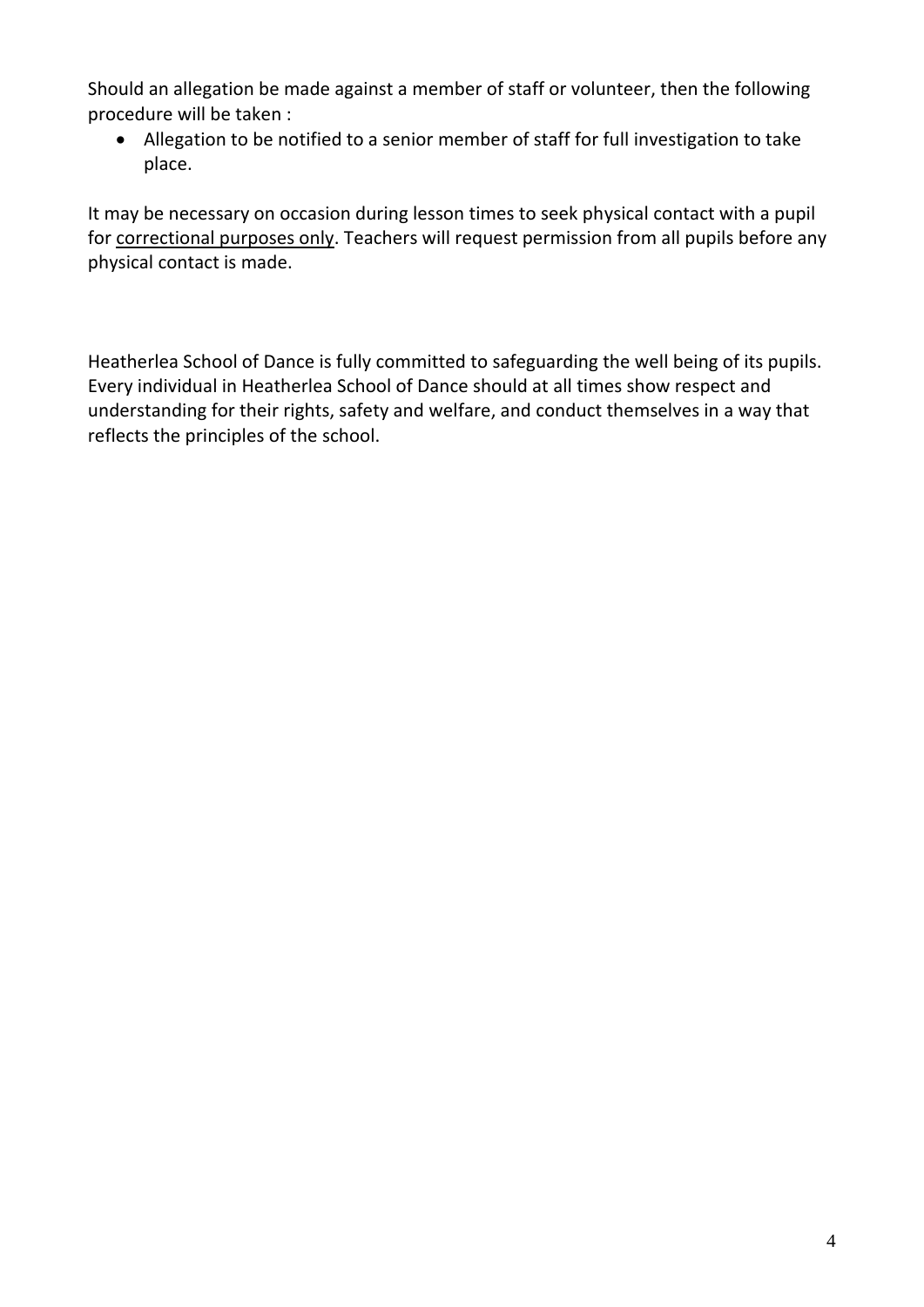Should an allegation be made against a member of staff or volunteer, then the following procedure will be taken :

- Allegation to be notified to a senior member of staff for full investigation to take place.

It may be necessary on occasion during lesson times to seek physical contact with a pupil for <u>correctional purposes only</u>. Teachers will request permission from all pupils before any physical contact is made.

Heatherlea School of Dance is fully committed to safeguarding the well being of its pupils. Every individual in Heatherlea School of Dance should at all times show respect and understanding for their rights, safety and welfare, and conduct themselves in a way that reflects the principles of the school.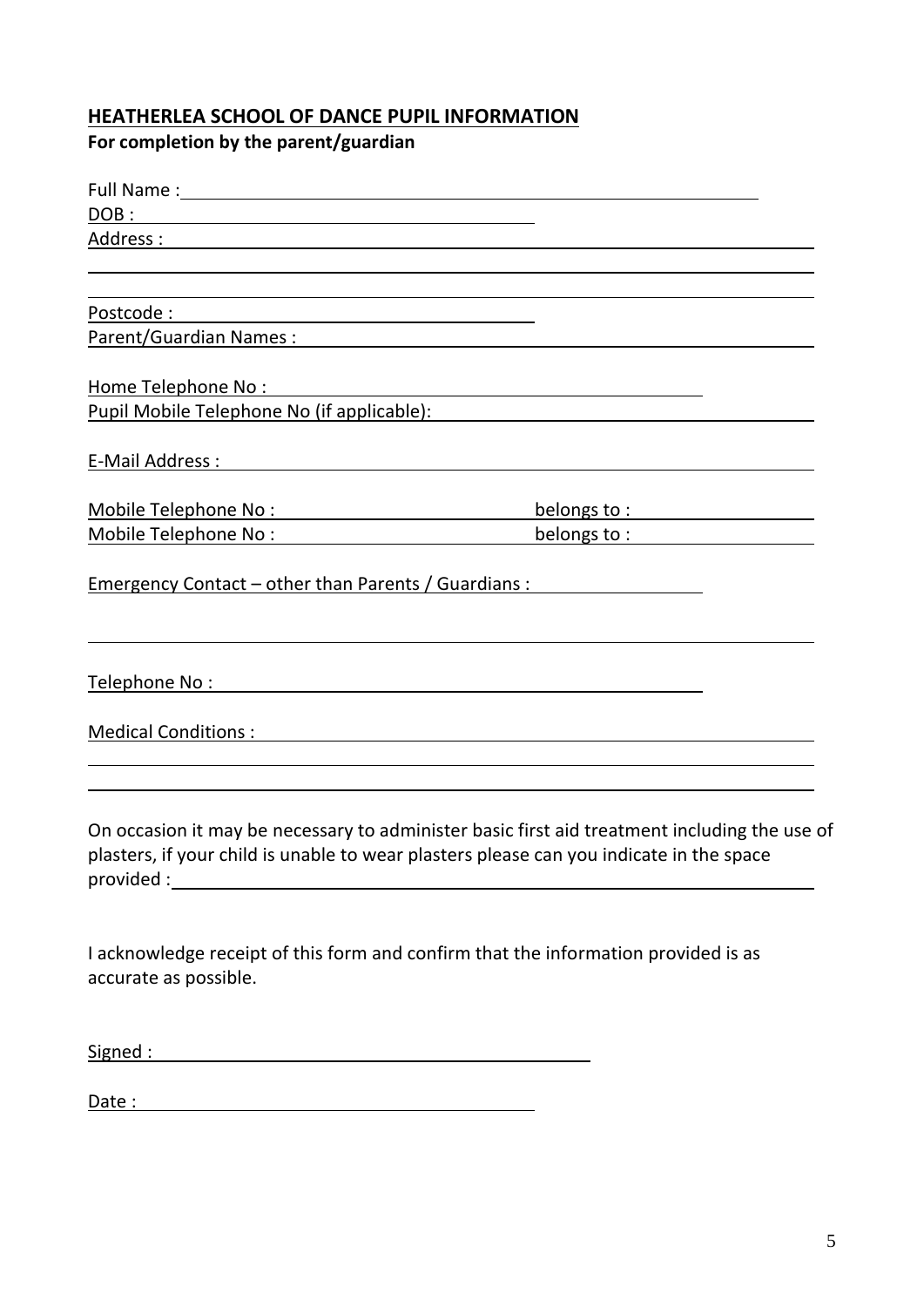## HEATHERLEA SCHOOL OF DANCE PUPIL INFORMATION

**For completion by the parent/guardian**

Full Name : ______________________________________________

DOB : ______________________________

Address : ______________________________________________________

______________________________________________________

______________________________________________________

Postcode : ______________________________

Parent/Guardian Names : ______________________________________________

Home Telephone No : ______________________________

Pupil Mobile Telephone No (if applicable): ______________________________

E-Mail Address : ______________________________________________

Mobile Telephone No : ______________________ belongs to : ______________

Mobile Telephone No : ______________________ belongs to : ______________

Emergency Contact – other than Parents / Guardians : ______________

______________________________________________________

Telephone No : ______________________________

Medical Conditions : ______________________________________________

______________________________________________________

______________________________________________________

On occasion it may be necessary to administer basic first aid treatment including the use of plasters, if your child is unable to wear plasters please can you indicate in the space provided : ______________________________________________

I acknowledge receipt of this form and confirm that the information provided is as accurate as possible.

Signed : ______________________________

Date : ______________________________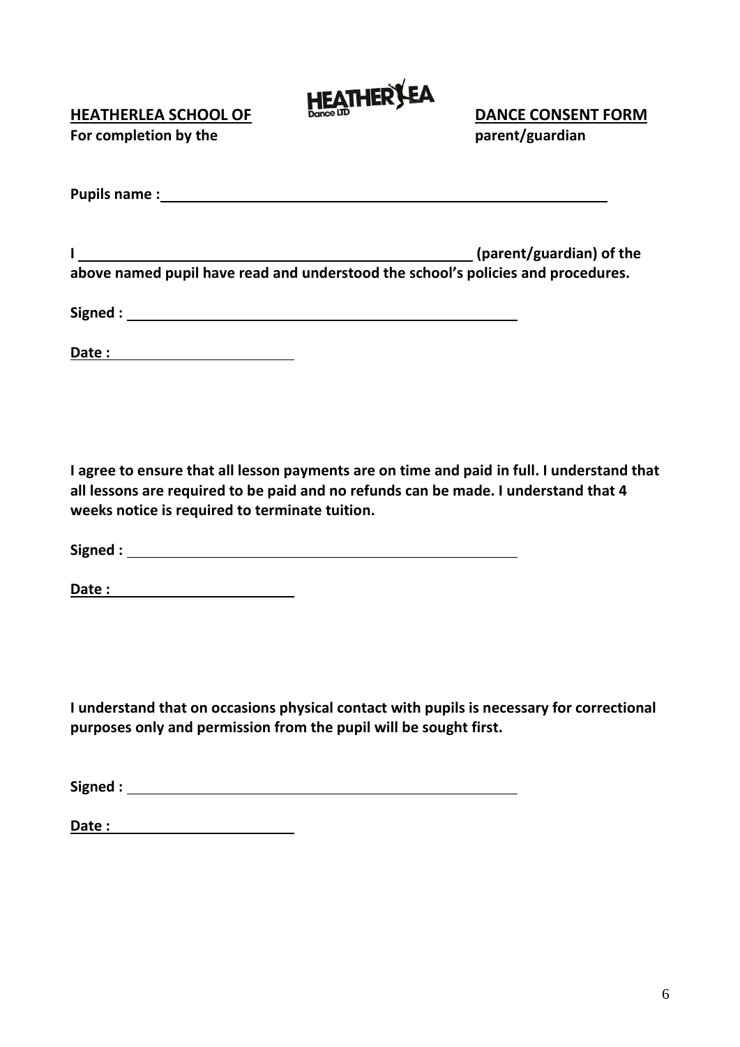**HEATHERLEA SCHOOL OF DANCE CONSENT FORM**

**For completion by the parent/guardian**

**Pupils name :** \_\_\_\_\_\_\_\_\_\_\_\_\_\_\_\_\_\_\_\_\_\_\_\_\_\_\_\_\_\_\_\_\_\_\_\_\_\_\_\_\_\_\_\_\_\_

**I** \_\_\_\_\_\_\_\_\_\_\_\_\_\_\_\_\_\_\_\_\_\_\_\_\_\_\_\_\_\_\_\_\_\_\_\_\_\_\_\_\_\_ **(parent/guardian) of the above named pupil have read and understood the school's policies and procedures.**

**Signed :** \_\_\_\_\_\_\_\_\_\_\_\_\_\_\_\_\_\_\_\_\_\_\_\_\_\_\_\_\_\_\_\_\_\_\_\_\_\_\_\_

**Date :** \_\_\_\_\_\_\_\_\_\_\_\_\_\_\_\_\_\_\_\_

**I agree to ensure that all lesson payments are on time and paid in full. I understand that all lessons are required to be paid and no refunds can be made. I understand that 4 weeks notice is required to terminate tuition.**

**Signed :** \_\_\_\_\_\_\_\_\_\_\_\_\_\_\_\_\_\_\_\_\_\_\_\_\_\_\_\_\_\_\_\_\_\_\_\_\_\_\_\_

**Date :** \_\_\_\_\_\_\_\_\_\_\_\_\_\_\_\_\_\_\_\_

**I understand that on occasions physical contact with pupils is necessary for correctional purposes only and permission from the pupil will be sought first.**

**Signed :** \_\_\_\_\_\_\_\_\_\_\_\_\_\_\_\_\_\_\_\_\_\_\_\_\_\_\_\_\_\_\_\_\_\_\_\_\_\_\_\_

**Date :** \_\_\_\_\_\_\_\_\_\_\_\_\_\_\_\_\_\_\_\_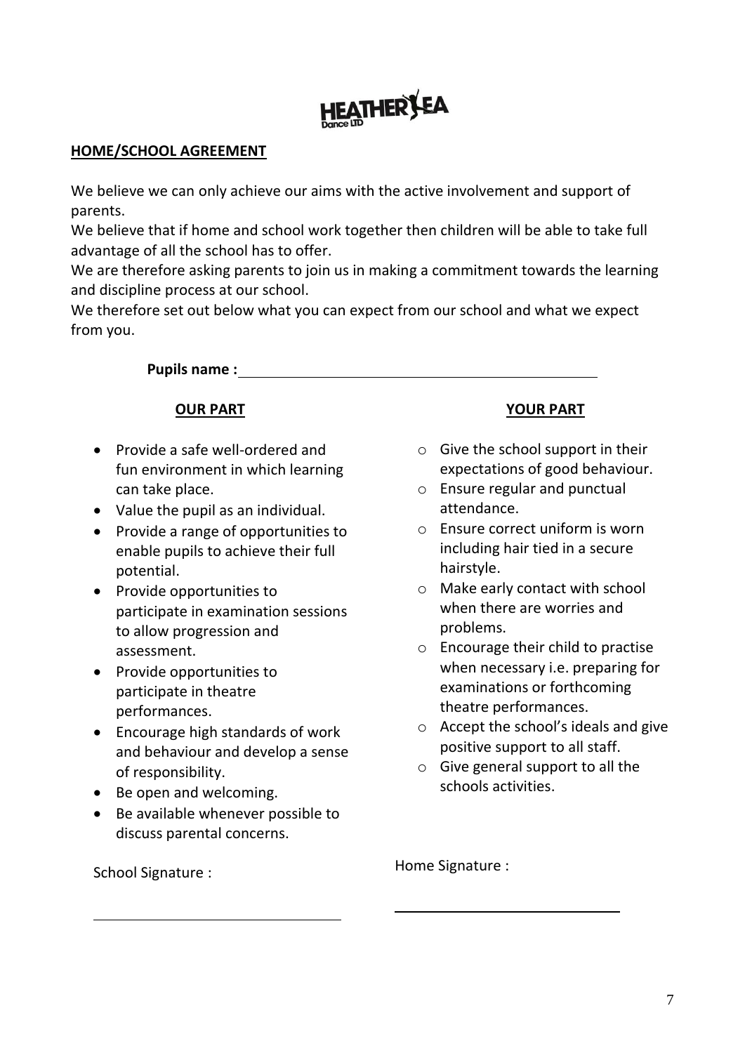HEATHER LEA Dance LTD

**HOME/SCHOOL AGREEMENT**

We believe we can only achieve our aims with the active involvement and support of parents.
We believe that if home and school work together then children will be able to take full advantage of all the school has to offer.
We are therefore asking parents to join us in making a commitment towards the learning and discipline process at our school.
We therefore set out below what you can expect from our school and what we expect from you.

**Pupils name :** ______________________________

**OUR PART**

- Provide a safe well-ordered and fun environment in which learning can take place.
- Value the pupil as an individual.
- Provide a range of opportunities to enable pupils to achieve their full potential.
- Provide opportunities to participate in examination sessions to allow progression and assessment.
- Provide opportunities to participate in theatre performances.
- Encourage high standards of work and behaviour and develop a sense of responsibility.
- Be open and welcoming.
- Be available whenever possible to discuss parental concerns.

School Signature :

______________________________

**YOUR PART**

- Give the school support in their expectations of good behaviour.
- Ensure regular and punctual attendance.
- Ensure correct uniform is worn including hair tied in a secure hairstyle.
- Make early contact with school when there are worries and problems.
- Encourage their child to practise when necessary i.e. preparing for examinations or forthcoming theatre performances.
- Accept the school's ideals and give positive support to all staff.
- Give general support to all the schools activities.

Home Signature :

______________________________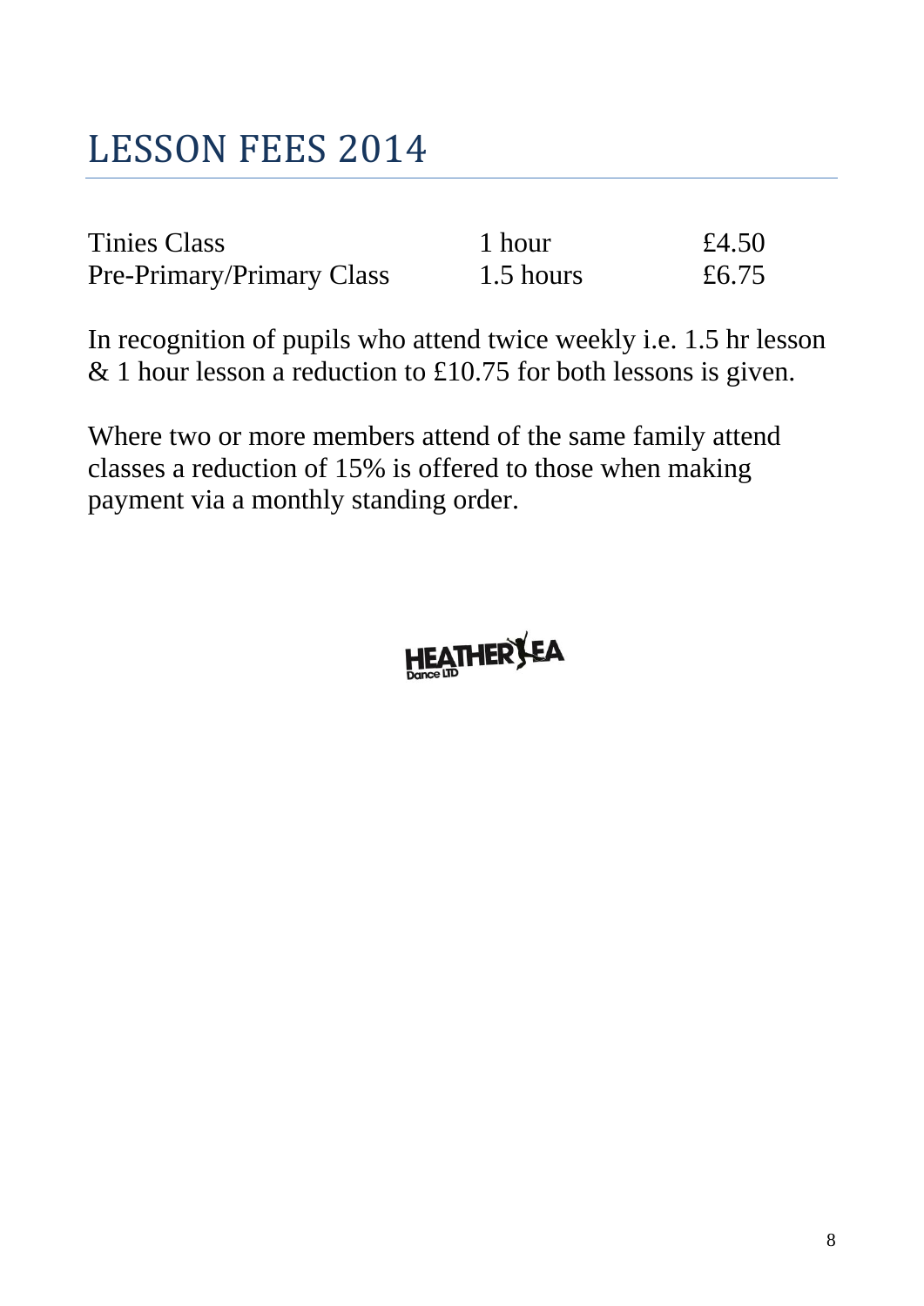# LESSON FEES 2014

| Tinies Class | 1 hour | £4.50 |
|---|---|---|
| Pre-Primary/Primary Class | 1.5 hours | £6.75 |

In recognition of pupils who attend twice weekly i.e. 1.5 hr lesson & 1 hour lesson a reduction to £10.75 for both lessons is given.

Where two or more members attend of the same family attend classes a reduction of 15% is offered to those when making payment via a monthly standing order.

HEATHER LEA Dance LTD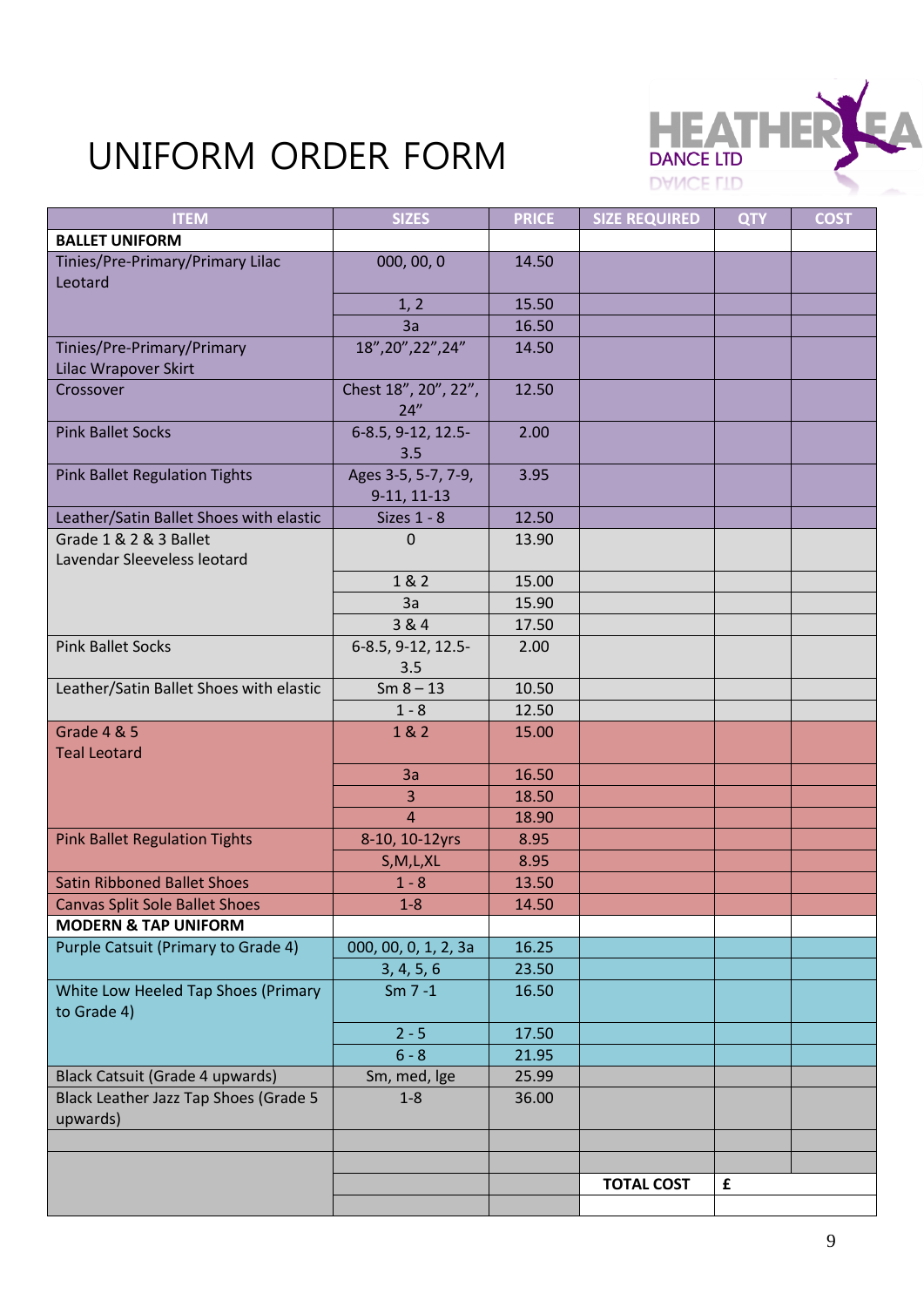# UNIFORM ORDER FORM

HEATHER LEA DANCE LTD

| ITEM | SIZES | PRICE | SIZE REQUIRED | QTY | COST |
|---|---|---|---|---|---|
| **BALLET UNIFORM** | | | | | |
| Tinies/Pre-Primary/Primary Lilac Leotard | 000, 00, 0 | 14.50 | | | |
| | 1, 2 | 15.50 | | | |
| | 3a | 16.50 | | | |
| Tinies/Pre-Primary/Primary Lilac Wrapover Skirt | 18",20",22",24" | 14.50 | | | |
| Crossover | Chest 18", 20", 22", 24" | 12.50 | | | |
| Pink Ballet Socks | 6-8.5, 9-12, 12.5-3.5 | 2.00 | | | |
| Pink Ballet Regulation Tights | Ages 3-5, 5-7, 7-9, 9-11, 11-13 | 3.95 | | | |
| Leather/Satin Ballet Shoes with elastic | Sizes 1 - 8 | 12.50 | | | |
| Grade 1 & 2 & 3 Ballet Lavendar Sleeveless leotard | 0 | 13.90 | | | |
| | 1 & 2 | 15.00 | | | |
| | 3a | 15.90 | | | |
| | 3 & 4 | 17.50 | | | |
| Pink Ballet Socks | 6-8.5, 9-12, 12.5-3.5 | 2.00 | | | |
| Leather/Satin Ballet Shoes with elastic | Sm 8 – 13 | 10.50 | | | |
| | 1 - 8 | 12.50 | | | |
| Grade 4 & 5 Teal Leotard | 1 & 2 | 15.00 | | | |
| | 3a | 16.50 | | | |
| | 3 | 18.50 | | | |
| | 4 | 18.90 | | | |
| Pink Ballet Regulation Tights | 8-10, 10-12yrs | 8.95 | | | |
| | S,M,L,XL | 8.95 | | | |
| Satin Ribboned Ballet Shoes | 1 - 8 | 13.50 | | | |
| Canvas Split Sole Ballet Shoes | 1-8 | 14.50 | | | |
| **MODERN & TAP UNIFORM** | | | | | |
| Purple Catsuit (Primary to Grade 4) | 000, 00, 0, 1, 2, 3a | 16.25 | | | |
| | 3, 4, 5, 6 | 23.50 | | | |
| White Low Heeled Tap Shoes (Primary to Grade 4) | Sm 7 -1 | 16.50 | | | |
| | 2 - 5 | 17.50 | | | |
| | 6 - 8 | 21.95 | | | |
| Black Catsuit (Grade 4 upwards) | Sm, med, lge | 25.99 | | | |
| Black Leather Jazz Tap Shoes (Grade 5 upwards) | 1-8 | 36.00 | | | |
| | | | | | |
| | | | | | |
| | | | **TOTAL COST** | £ | |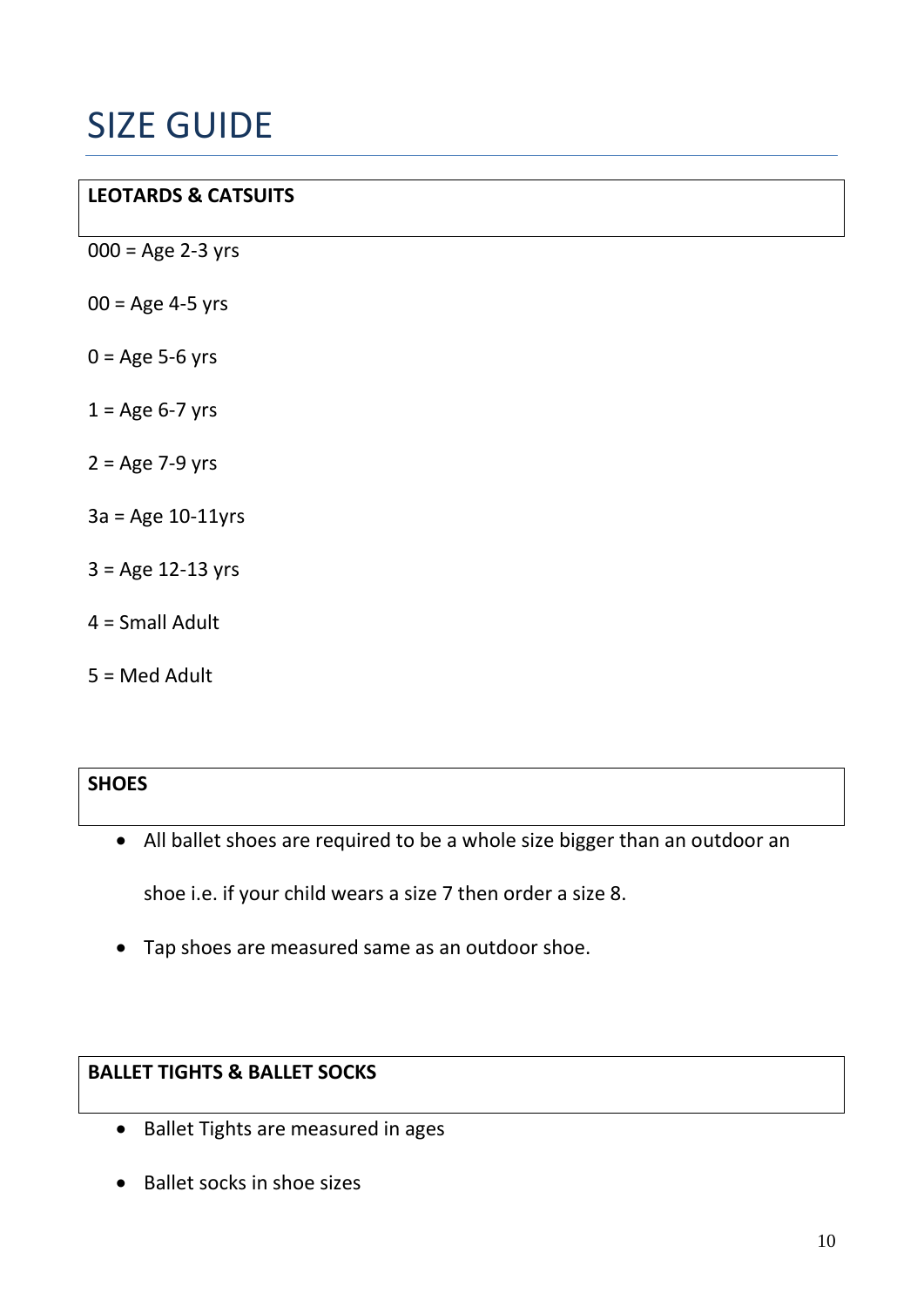# SIZE GUIDE

**LEOTARDS & CATSUITS**

000 = Age 2-3 yrs

00 = Age 4-5 yrs

0 = Age 5-6 yrs

1 = Age 6-7 yrs

2 = Age 7-9 yrs

3a = Age 10-11yrs

3 = Age 12-13 yrs

4 = Small Adult

5 = Med Adult

**SHOES**

- All ballet shoes are required to be a whole size bigger than an outdoor an shoe i.e. if your child wears a size 7 then order a size 8.
- Tap shoes are measured same as an outdoor shoe.

**BALLET TIGHTS & BALLET SOCKS**

- Ballet Tights are measured in ages
- Ballet socks in shoe sizes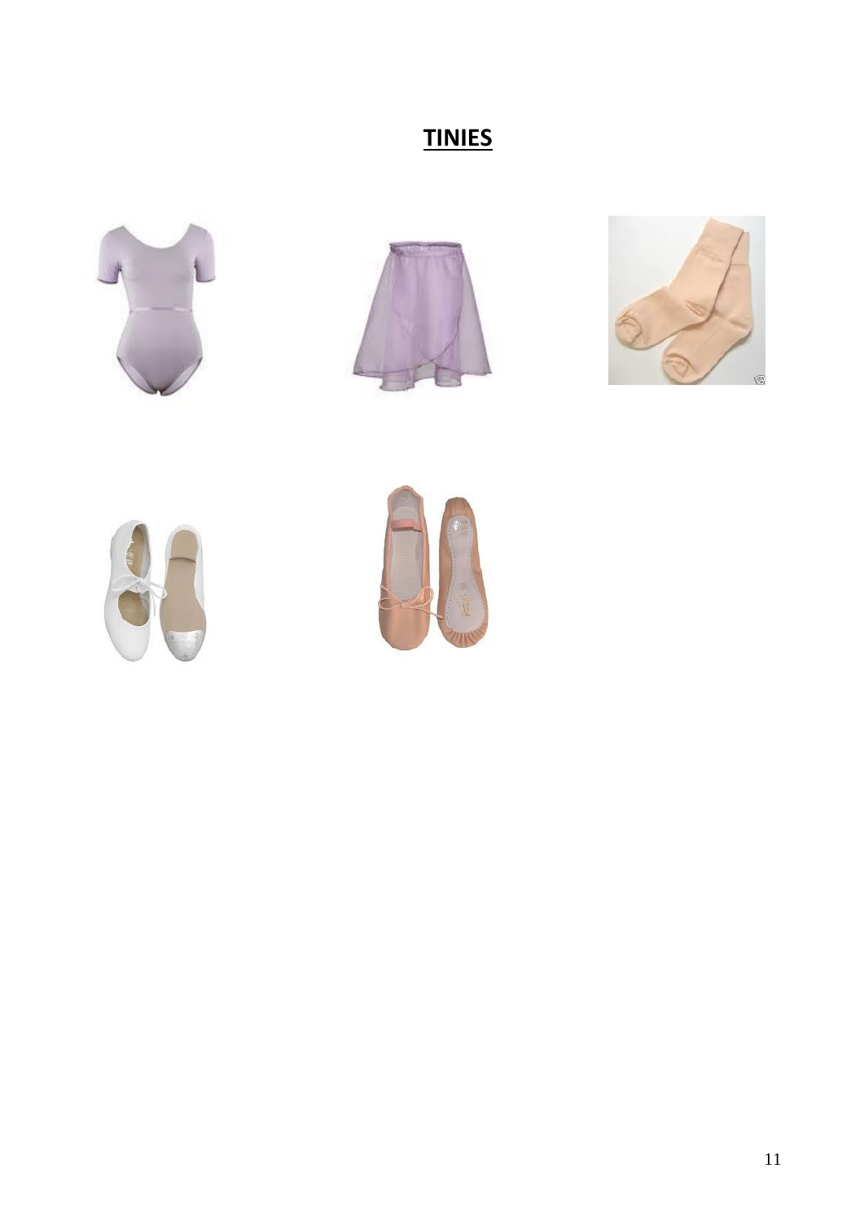# TINIES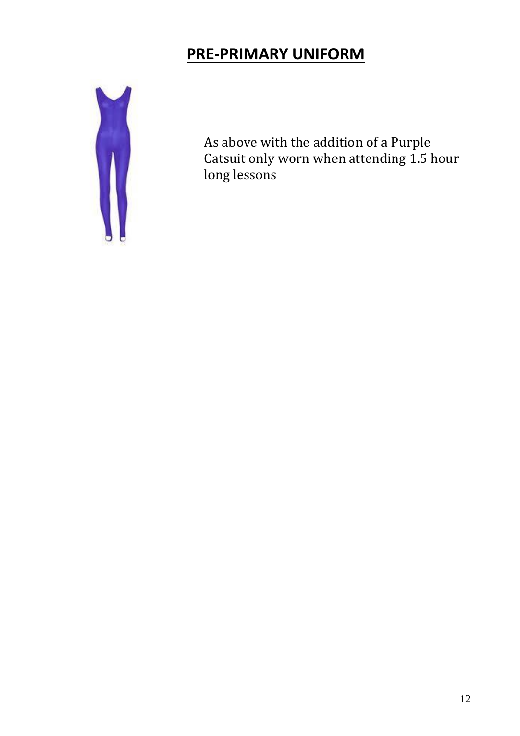## PRE-PRIMARY UNIFORM

As above with the addition of a Purple Catsuit only worn when attending 1.5 hour long lessons